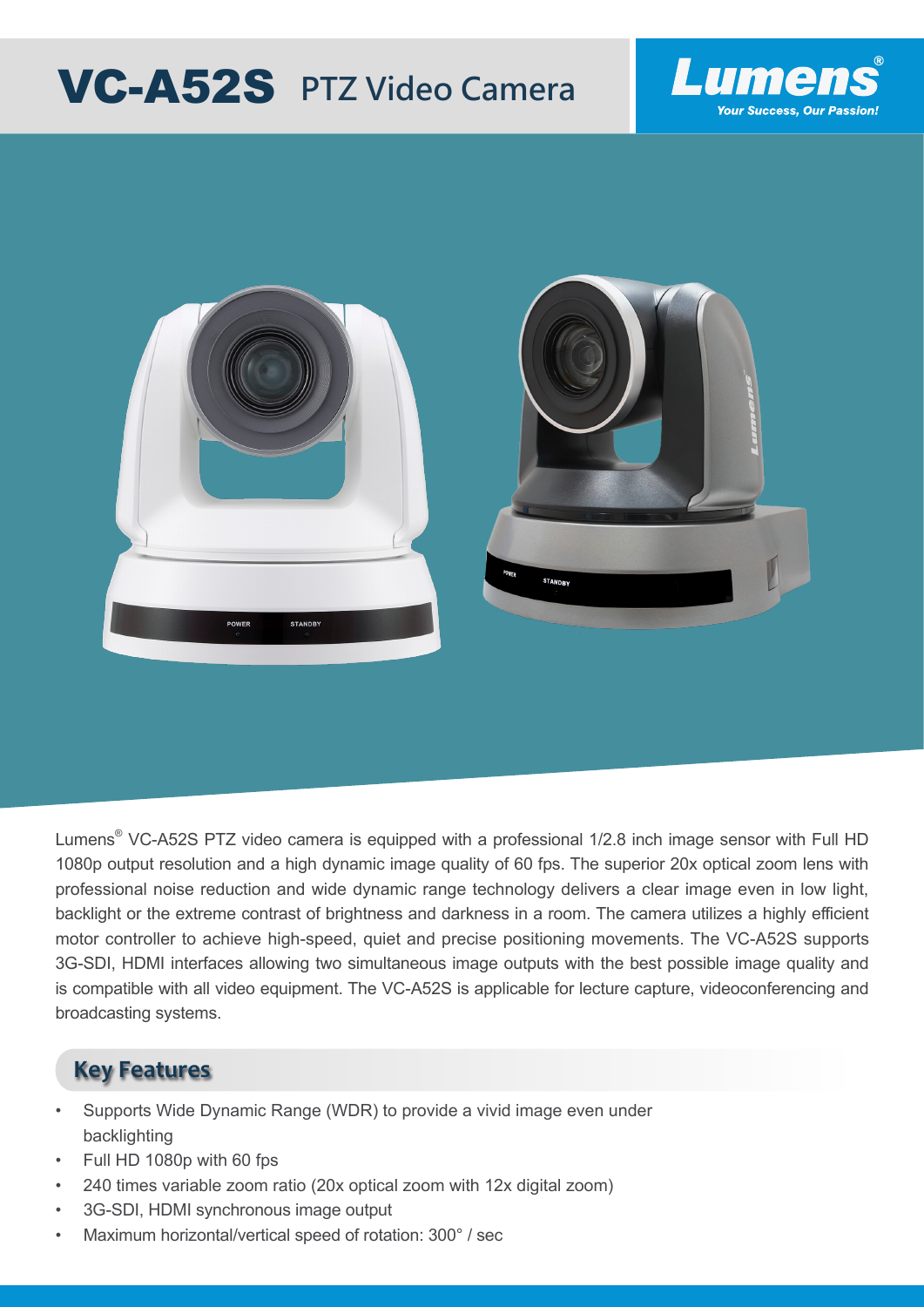# VC-A52S PTZ Video Camera

Lumens
Your Success, Our Passion!

Lumens® VC-A52S PTZ video camera is equipped with a professional 1/2.8 inch image sensor with Full HD 1080p output resolution and a high dynamic image quality of 60 fps. The superior 20x optical zoom lens with professional noise reduction and wide dynamic range technology delivers a clear image even in low light, backlight or the extreme contrast of brightness and darkness in a room. The camera utilizes a highly efficient motor controller to achieve high-speed, quiet and precise positioning movements. The VC-A52S supports 3G-SDI, HDMI interfaces allowing two simultaneous image outputs with the best possible image quality and is compatible with all video equipment. The VC-A52S is applicable for lecture capture, videoconferencing and broadcasting systems.

## Key Features

- Supports Wide Dynamic Range (WDR) to provide a vivid image even under backlighting
- Full HD 1080p with 60 fps
- 240 times variable zoom ratio (20x optical zoom with 12x digital zoom)
- 3G-SDI, HDMI synchronous image output
- Maximum horizontal/vertical speed of rotation: 300° / sec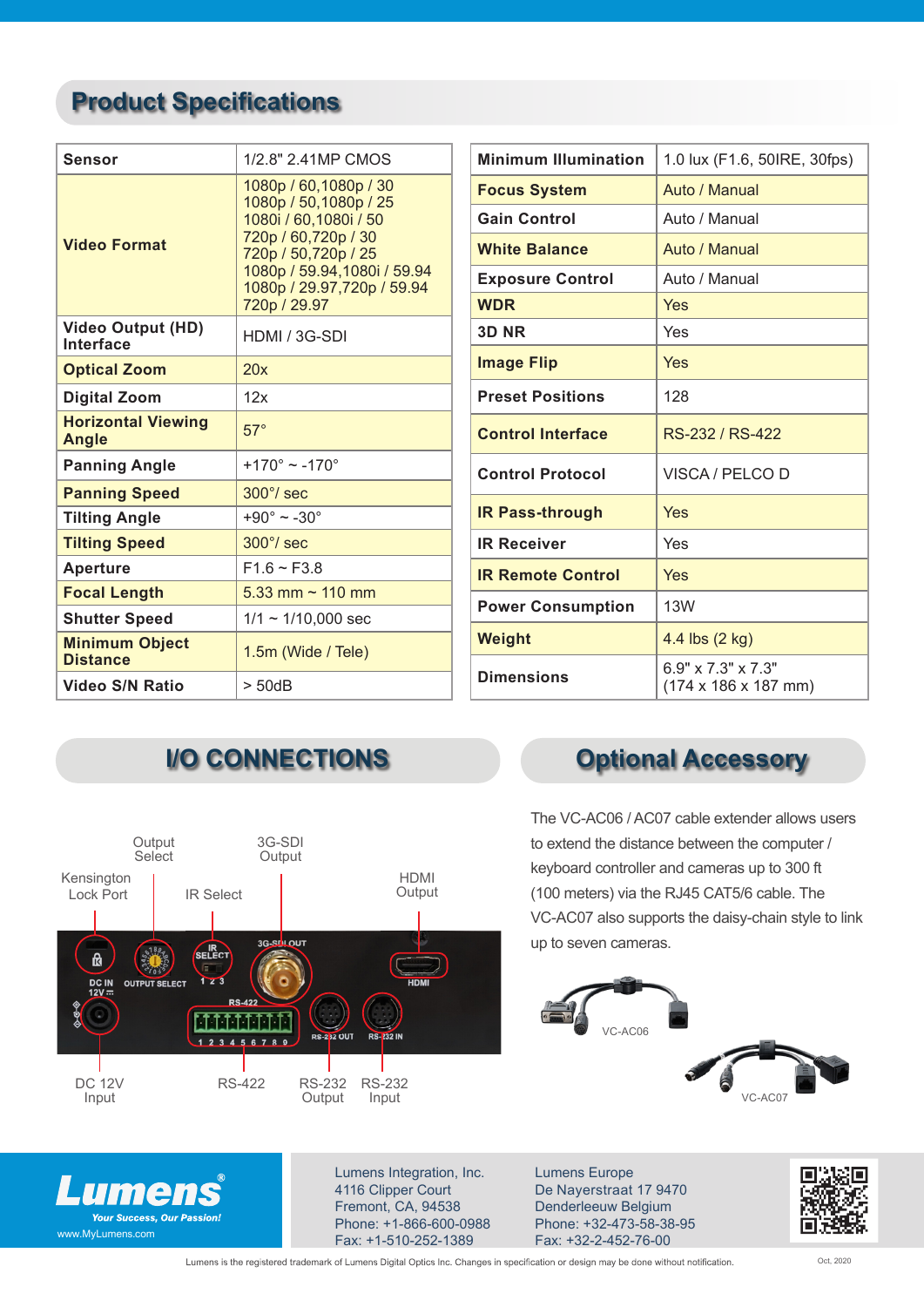## Product Specifications

| | |
|---|---|
| **Sensor** | 1/2.8" 2.41MP CMOS |
| **Video Format** | 1080p / 60,1080p / 30<br>1080p / 50,1080p / 25<br>1080i / 60,1080i / 50<br>720p / 60,720p / 30<br>720p / 50,720p / 25<br>1080p / 59.94,1080i / 59.94<br>1080p / 29.97,720p / 59.94<br>720p / 29.97 |
| **Video Output (HD) Interface** | HDMI / 3G-SDI |
| **Optical Zoom** | 20x |
| **Digital Zoom** | 12x |
| **Horizontal Viewing Angle** | 57° |
| **Panning Angle** | +170° ~ -170° |
| **Panning Speed** | 300°/ sec |
| **Tilting Angle** | +90° ~ -30° |
| **Tilting Speed** | 300°/ sec |
| **Aperture** | F1.6 ~ F3.8 |
| **Focal Length** | 5.33 mm ~ 110 mm |
| **Shutter Speed** | 1/1 ~ 1/10,000 sec |
| **Minimum Object Distance** | 1.5m (Wide / Tele) |
| **Video S/N Ratio** | > 50dB |

| | |
|---|---|
| **Minimum Illumination** | 1.0 lux (F1.6, 50IRE, 30fps) |
| **Focus System** | Auto / Manual |
| **Gain Control** | Auto / Manual |
| **White Balance** | Auto / Manual |
| **Exposure Control** | Auto / Manual |
| **WDR** | Yes |
| **3D NR** | Yes |
| **Image Flip** | Yes |
| **Preset Positions** | 128 |
| **Control Interface** | RS-232 / RS-422 |
| **Control Protocol** | VISCA / PELCO D |
| **IR Pass-through** | Yes |
| **IR Receiver** | Yes |
| **IR Remote Control** | Yes |
| **Power Consumption** | 13W |
| **Weight** | 4.4 lbs (2 kg) |
| **Dimensions** | 6.9" x 7.3" x 7.3"<br>(174 x 186 x 187 mm) |

## I/O CONNECTIONS

Output Select
3G-SDI Output
Kensington Lock Port
IR Select
HDMI Output
DC 12V Input
RS-422
RS-232 Output
RS-232 Input

## Optional Accessory

The VC-AC06 / AC07 cable extender allows users to extend the distance between the computer / keyboard controller and cameras up to 300 ft (100 meters) via the RJ45 CAT5/6 cable. The VC-AC07 also supports the daisy-chain style to link up to seven cameras.

VC-AC06

VC-AC07

**Lumens®**
*Your Success, Our Passion!*
www.MyLumens.com

Lumens Integration, Inc.
4116 Clipper Court
Fremont, CA, 94538
Phone: +1-866-600-0988
Fax: +1-510-252-1389

Lumens Europe
De Nayerstraat 17 9470
Denderleeuw Belgium
Phone: +32-473-58-38-95
Fax: +32-2-452-76-00

Lumens is the registered trademark of Lumens Digital Optics Inc. Changes in specification or design may be done without notification.

Oct, 2020